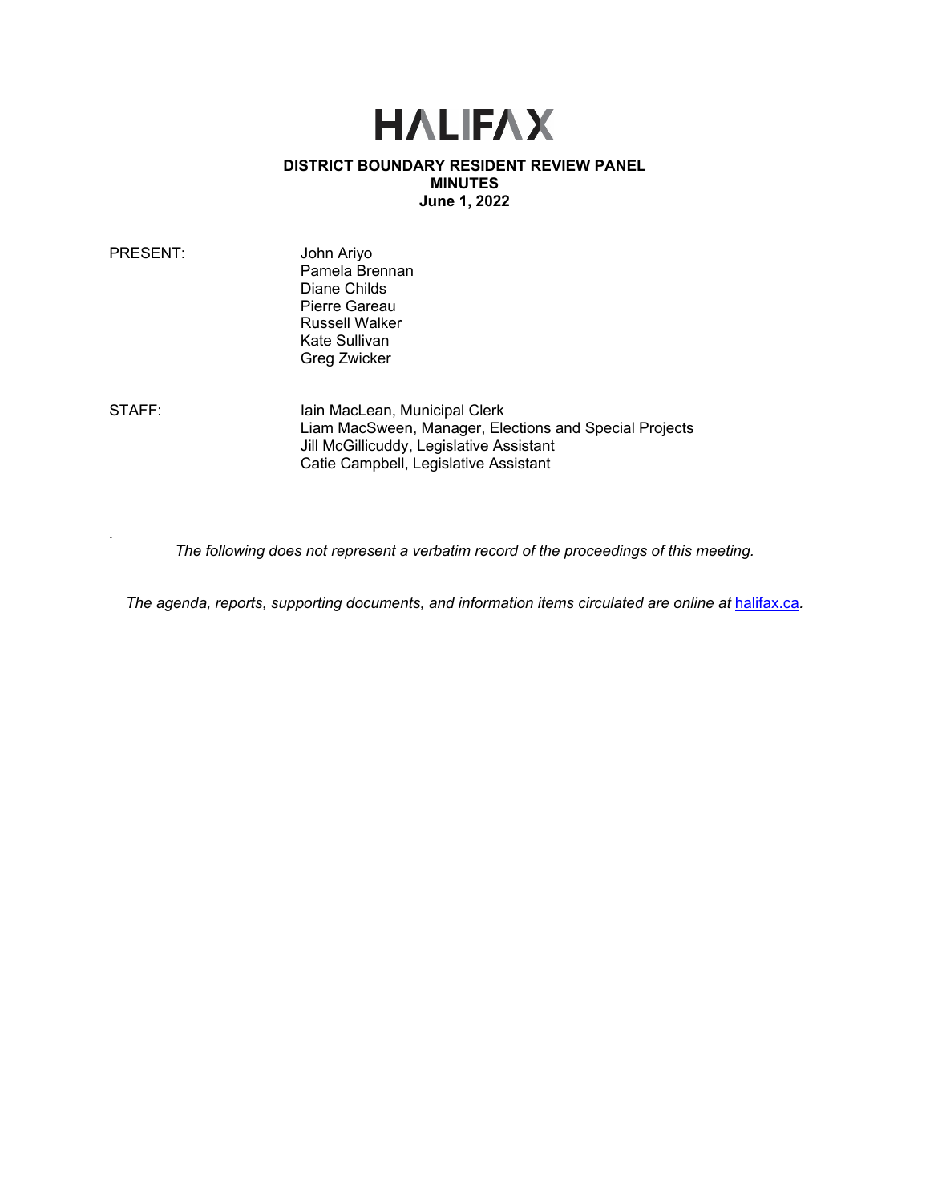# HALIFAX

**DISTRICT BOUNDARY RESIDENT REVIEW PANEL**
**MINUTES**
**June 1, 2022**

PRESENT:
John Ariyo
Pamela Brennan
Diane Childs
Pierre Gareau
Russell Walker
Kate Sullivan
Greg Zwicker

STAFF:
Iain MacLean, Municipal Clerk
Liam MacSween, Manager, Elections and Special Projects
Jill McGillicuddy, Legislative Assistant
Catie Campbell, Legislative Assistant

*The following does not represent a verbatim record of the proceedings of this meeting.*

*The agenda, reports, supporting documents, and information items circulated are online at [halifax.ca](halifax.ca).*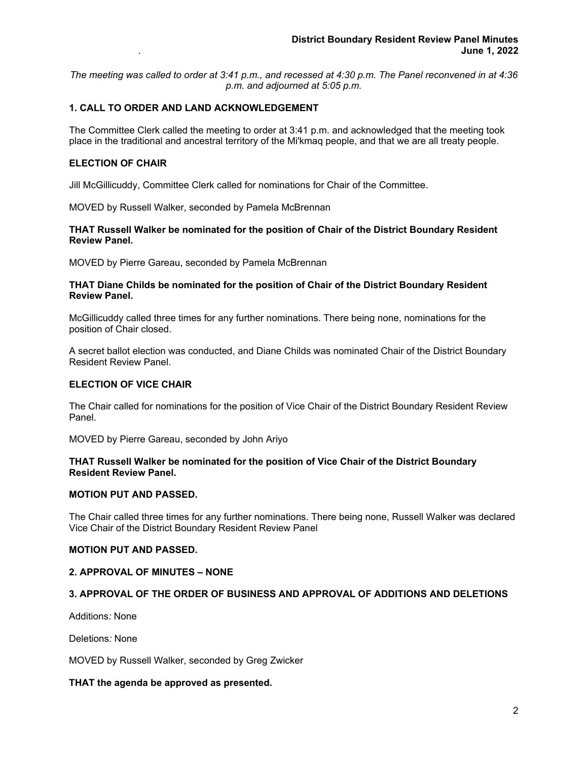*The meeting was called to order at 3:41 p.m., and recessed at 4:30 p.m. The Panel reconvened in at 4:36 p.m. and adjourned at 5:05 p.m.*

## 1. CALL TO ORDER AND LAND ACKNOWLEDGEMENT

The Committee Clerk called the meeting to order at 3:41 p.m. and acknowledged that the meeting took place in the traditional and ancestral territory of the Mi'kmaq people, and that we are all treaty people.

## ELECTION OF CHAIR

Jill McGillicuddy, Committee Clerk called for nominations for Chair of the Committee.

MOVED by Russell Walker, seconded by Pamela McBrennan

**THAT Russell Walker be nominated for the position of Chair of the District Boundary Resident Review Panel.**

MOVED by Pierre Gareau, seconded by Pamela McBrennan

**THAT Diane Childs be nominated for the position of Chair of the District Boundary Resident Review Panel.**

McGillicuddy called three times for any further nominations. There being none, nominations for the position of Chair closed.

A secret ballot election was conducted, and Diane Childs was nominated Chair of the District Boundary Resident Review Panel.

## ELECTION OF VICE CHAIR

The Chair called for nominations for the position of Vice Chair of the District Boundary Resident Review Panel.

MOVED by Pierre Gareau, seconded by John Ariyo

**THAT Russell Walker be nominated for the position of Vice Chair of the District Boundary Resident Review Panel.**

**MOTION PUT AND PASSED.**

The Chair called three times for any further nominations. There being none, Russell Walker was declared Vice Chair of the District Boundary Resident Review Panel

**MOTION PUT AND PASSED.**

## 2. APPROVAL OF MINUTES – NONE

## 3. APPROVAL OF THE ORDER OF BUSINESS AND APPROVAL OF ADDITIONS AND DELETIONS

Additions*:* None

Deletions*:* None

MOVED by Russell Walker, seconded by Greg Zwicker

**THAT the agenda be approved as presented.**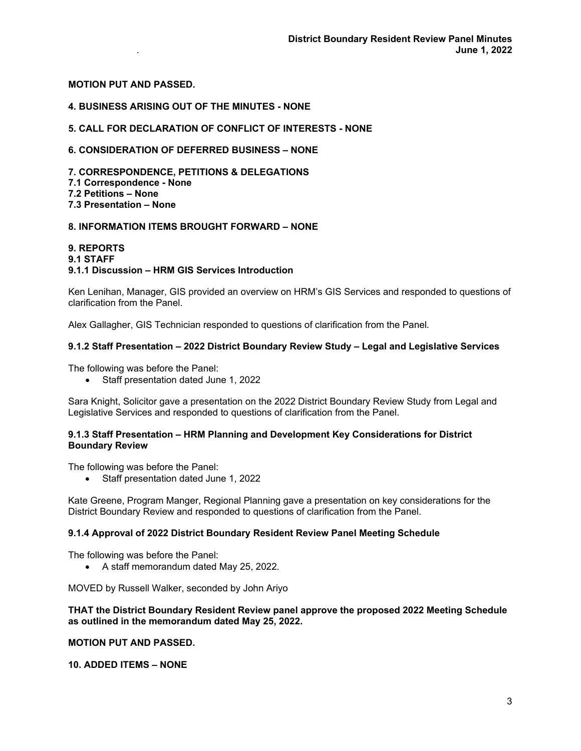**MOTION PUT AND PASSED.**

## 4. BUSINESS ARISING OUT OF THE MINUTES - NONE

## 5. CALL FOR DECLARATION OF CONFLICT OF INTERESTS - NONE

## 6. CONSIDERATION OF DEFERRED BUSINESS – NONE

## 7. CORRESPONDENCE, PETITIONS & DELEGATIONS

**7.1 Correspondence - None**
**7.2 Petitions – None**
**7.3 Presentation – None**

## 8. INFORMATION ITEMS BROUGHT FORWARD – NONE

## 9. REPORTS

### 9.1 STAFF

#### 9.1.1 Discussion – HRM GIS Services Introduction

Ken Lenihan, Manager, GIS provided an overview on HRM's GIS Services and responded to questions of clarification from the Panel.

Alex Gallagher, GIS Technician responded to questions of clarification from the Panel.

#### 9.1.2 Staff Presentation – 2022 District Boundary Review Study – Legal and Legislative Services

The following was before the Panel:

- Staff presentation dated June 1, 2022

Sara Knight, Solicitor gave a presentation on the 2022 District Boundary Review Study from Legal and Legislative Services and responded to questions of clarification from the Panel.

#### 9.1.3 Staff Presentation – HRM Planning and Development Key Considerations for District Boundary Review

The following was before the Panel:

- Staff presentation dated June 1, 2022

Kate Greene, Program Manger, Regional Planning gave a presentation on key considerations for the District Boundary Review and responded to questions of clarification from the Panel.

#### 9.1.4 Approval of 2022 District Boundary Resident Review Panel Meeting Schedule

The following was before the Panel:

- A staff memorandum dated May 25, 2022.

MOVED by Russell Walker, seconded by John Ariyo

**THAT the District Boundary Resident Review panel approve the proposed 2022 Meeting Schedule as outlined in the memorandum dated May 25, 2022.**

**MOTION PUT AND PASSED.**

## 10. ADDED ITEMS – NONE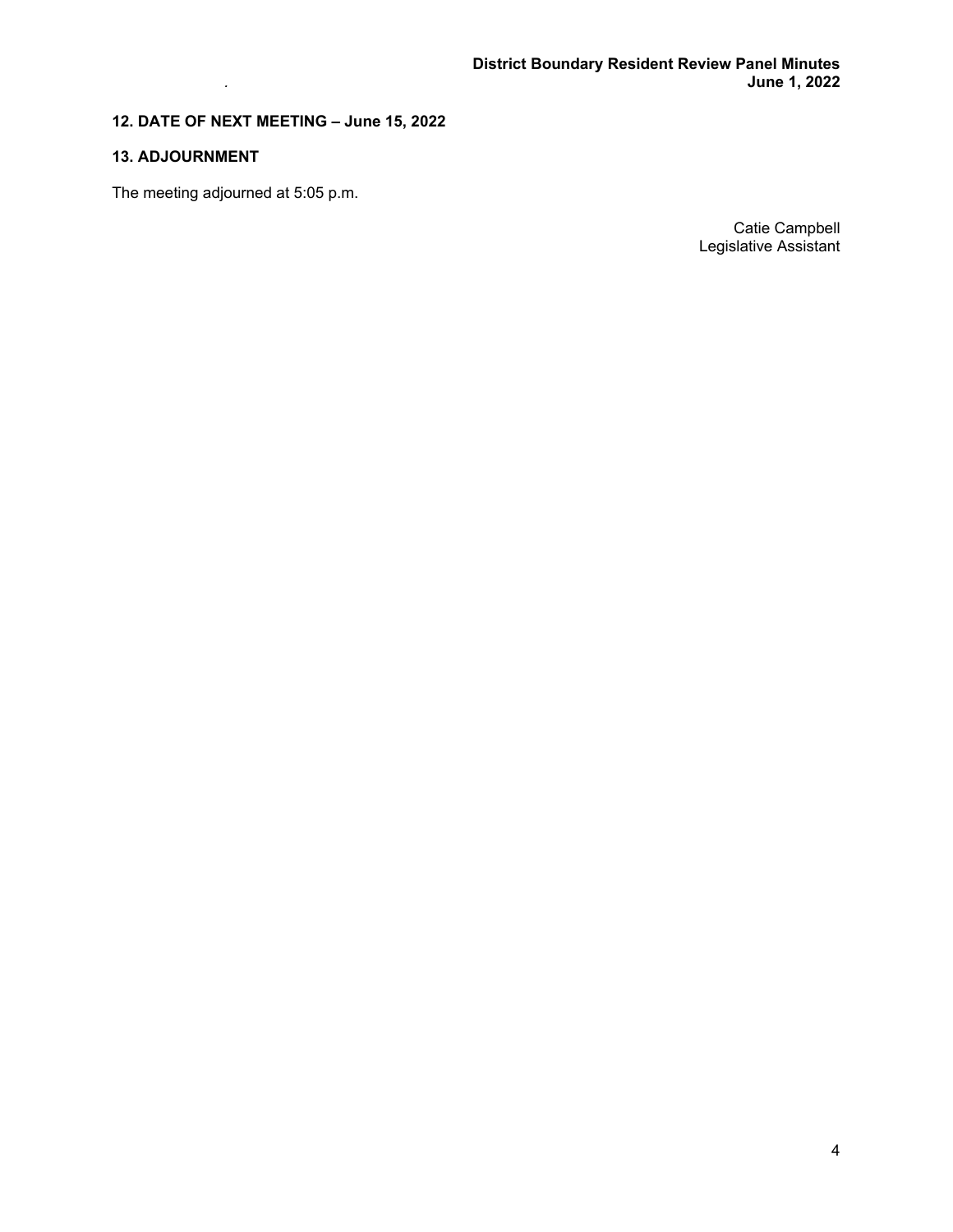## 12. DATE OF NEXT MEETING – June 15, 2022

## 13. ADJOURNMENT

The meeting adjourned at 5:05 p.m.

Catie Campbell
Legislative Assistant